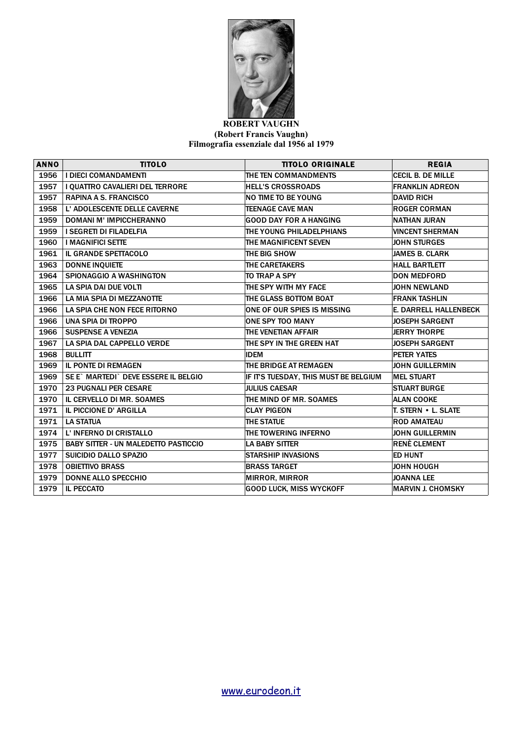**ROBERT VAUGHN**
**(Robert Francis Vaughn)**
**Filmografia essenziale dal 1956 al 1979**

| ANNO | TITOLO | TITOLO ORIGINALE | REGIA |
|---|---|---|---|
| 1956 | I DIECI COMANDAMENTI | THE TEN COMMANDMENTS | CECIL B. DE MILLE |
| 1957 | I QUATTRO CAVALIERI DEL TERRORE | HELL'S CROSSROADS | FRANKLIN ADREON |
| 1957 | RAPINA A S. FRANCISCO | NO TIME TO BE YOUNG | DAVID RICH |
| 1958 | L' ADOLESCENTE DELLE CAVERNE | TEENAGE CAVE MAN | ROGER CORMAN |
| 1959 | DOMANI M' IMPICCHERANNO | GOOD DAY FOR A HANGING | NATHAN JURAN |
| 1959 | I SEGRETI DI FILADELFIA | THE YOUNG PHILADELPHIANS | VINCENT SHERMAN |
| 1960 | I MAGNIFICI SETTE | THE MAGNIFICENT SEVEN | JOHN STURGES |
| 1961 | IL GRANDE SPETTACOLO | THE BIG SHOW | JAMES B. CLARK |
| 1963 | DONNE INQUIETE | THE CARETAKERS | HALL BARTLETT |
| 1964 | SPIONAGGIO A WASHINGTON | TO TRAP A SPY | DON MEDFORD |
| 1965 | LA SPIA DAI DUE VOLTI | THE SPY WITH MY FACE | JOHN NEWLAND |
| 1966 | LA MIA SPIA DI MEZZANOTTE | THE GLASS BOTTOM BOAT | FRANK TASHLIN |
| 1966 | LA SPIA CHE NON FECE RITORNO | ONE OF OUR SPIES IS MISSING | E. DARRELL HALLENBECK |
| 1966 | UNA SPIA DI TROPPO | ONE SPY TOO MANY | JOSEPH SARGENT |
| 1966 | SUSPENSE A VENEZIA | THE VENETIAN AFFAIR | JERRY THORPE |
| 1967 | LA SPIA DAL CAPPELLO VERDE | THE SPY IN THE GREEN HAT | JOSEPH SARGENT |
| 1968 | BULLITT | IDEM | PETER YATES |
| 1969 | IL PONTE DI REMAGEN | THE BRIDGE AT REMAGEN | JOHN GUILLERMIN |
| 1969 | SE E` MARTEDI` DEVE ESSERE IL BELGIO | IF IT'S TUESDAY, THIS MUST BE BELGIUM | MEL STUART |
| 1970 | 23 PUGNALI PER CESARE | JULIUS CAESAR | STUART BURGE |
| 1970 | IL CERVELLO DI MR. SOAMES | THE MIND OF MR. SOAMES | ALAN COOKE |
| 1971 | IL PICCIONE D' ARGILLA | CLAY PIGEON | T. STERN • L. SLATE |
| 1971 | LA STATUA | THE STATUE | ROD AMATEAU |
| 1974 | L' INFERNO DI CRISTALLO | THE TOWERING INFERNO | JOHN GUILLERMIN |
| 1975 | BABY SITTER - UN MALEDETTO PASTICCIO | LA BABY SITTER | RENÈ CLEMENT |
| 1977 | SUICIDIO DALLO SPAZIO | STARSHIP INVASIONS | ED HUNT |
| 1978 | OBIETTIVO BRASS | BRASS TARGET | JOHN HOUGH |
| 1979 | DONNE ALLO SPECCHIO | MIRROR, MIRROR | JOANNA LEE |
| 1979 | IL PECCATO | GOOD LUCK, MISS WYCKOFF | MARVIN J. CHOMSKY |

www.eurodeon.it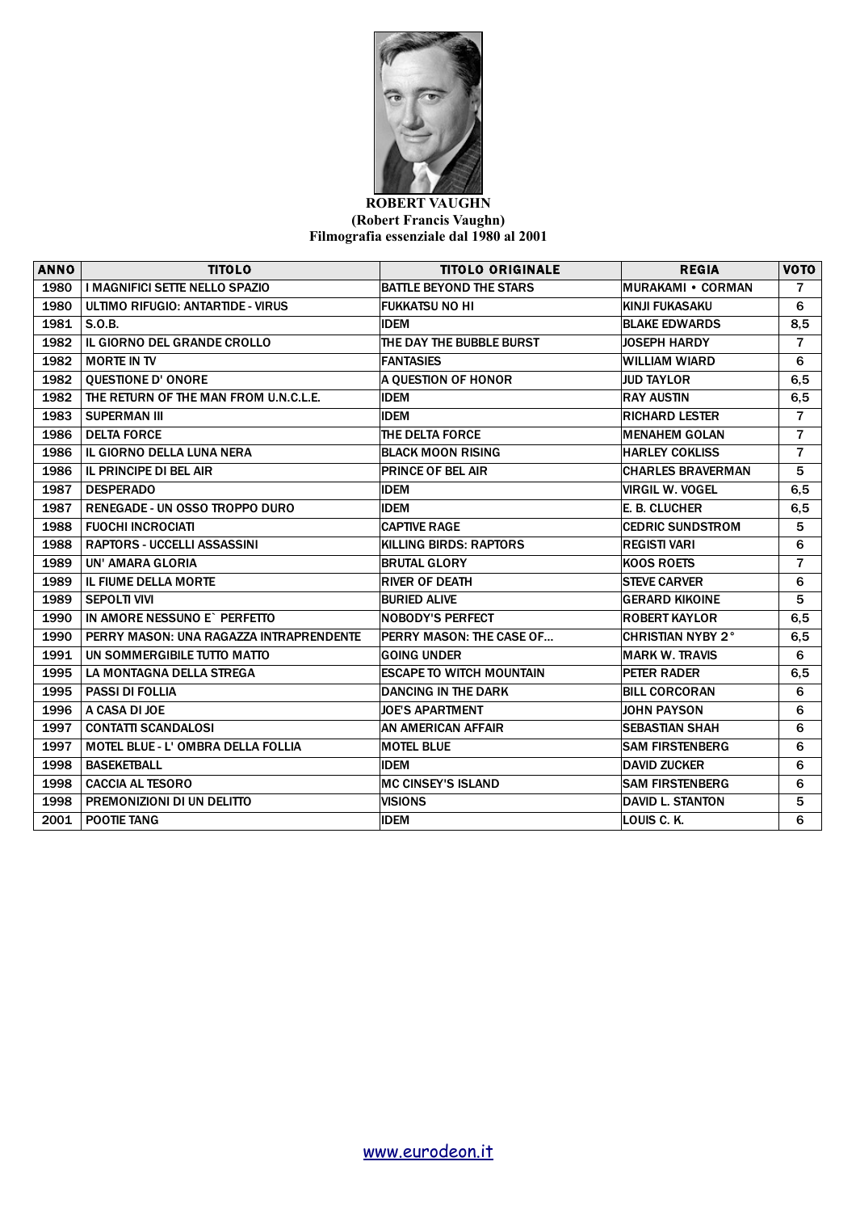**ROBERT VAUGHN**
**(Robert Francis Vaughn)**
**Filmografia essenziale dal 1980 al 2001**

| ANNO | TITOLO | TITOLO ORIGINALE | REGIA | VOTO |
|---|---|---|---|---|
| 1980 | I MAGNIFICI SETTE NELLO SPAZIO | BATTLE BEYOND THE STARS | MURAKAMI • CORMAN | 7 |
| 1980 | ULTIMO RIFUGIO: ANTARTIDE - VIRUS | FUKKATSU NO HI | KINJI FUKASAKU | 6 |
| 1981 | S.O.B. | IDEM | BLAKE EDWARDS | 8,5 |
| 1982 | IL GIORNO DEL GRANDE CROLLO | THE DAY THE BUBBLE BURST | JOSEPH HARDY | 7 |
| 1982 | MORTE IN TV | FANTASIES | WILLIAM WIARD | 6 |
| 1982 | QUESTIONE D' ONORE | A QUESTION OF HONOR | JUD TAYLOR | 6,5 |
| 1982 | THE RETURN OF THE MAN FROM U.N.C.L.E. | IDEM | RAY AUSTIN | 6,5 |
| 1983 | SUPERMAN III | IDEM | RICHARD LESTER | 7 |
| 1986 | DELTA FORCE | THE DELTA FORCE | MENAHEM GOLAN | 7 |
| 1986 | IL GIORNO DELLA LUNA NERA | BLACK MOON RISING | HARLEY COKLISS | 7 |
| 1986 | IL PRINCIPE DI BEL AIR | PRINCE OF BEL AIR | CHARLES BRAVERMAN | 5 |
| 1987 | DESPERADO | IDEM | VIRGIL W. VOGEL | 6,5 |
| 1987 | RENEGADE - UN OSSO TROPPO DURO | IDEM | E. B. CLUCHER | 6,5 |
| 1988 | FUOCHI INCROCIATI | CAPTIVE RAGE | CEDRIC SUNDSTROM | 5 |
| 1988 | RAPTORS - UCCELLI ASSASSINI | KILLING BIRDS: RAPTORS | REGISTI VARI | 6 |
| 1989 | UN' AMARA GLORIA | BRUTAL GLORY | KOOS ROETS | 7 |
| 1989 | IL FIUME DELLA MORTE | RIVER OF DEATH | STEVE CARVER | 6 |
| 1989 | SEPOLTI VIVI | BURIED ALIVE | GERARD KIKOINE | 5 |
| 1990 | IN AMORE NESSUNO E` PERFETTO | NOBODY'S PERFECT | ROBERT KAYLOR | 6,5 |
| 1990 | PERRY MASON: UNA RAGAZZA INTRAPRENDENTE | PERRY MASON: THE CASE OF... | CHRISTIAN NYBY 2° | 6,5 |
| 1991 | UN SOMMERGIBILE TUTTO MATTO | GOING UNDER | MARK W. TRAVIS | 6 |
| 1995 | LA MONTAGNA DELLA STREGA | ESCAPE TO WITCH MOUNTAIN | PETER RADER | 6,5 |
| 1995 | PASSI DI FOLLIA | DANCING IN THE DARK | BILL CORCORAN | 6 |
| 1996 | A CASA DI JOE | JOE'S APARTMENT | JOHN PAYSON | 6 |
| 1997 | CONTATTI SCANDALOSI | AN AMERICAN AFFAIR | SEBASTIAN SHAH | 6 |
| 1997 | MOTEL BLUE - L' OMBRA DELLA FOLLIA | MOTEL BLUE | SAM FIRSTENBERG | 6 |
| 1998 | BASEKETBALL | IDEM | DAVID ZUCKER | 6 |
| 1998 | CACCIA AL TESORO | MC CINSEY'S ISLAND | SAM FIRSTENBERG | 6 |
| 1998 | PREMONIZIONI DI UN DELITTO | VISIONS | DAVID L. STANTON | 5 |
| 2001 | POOTIE TANG | IDEM | LOUIS C. K. | 6 |

www.eurodeon.it